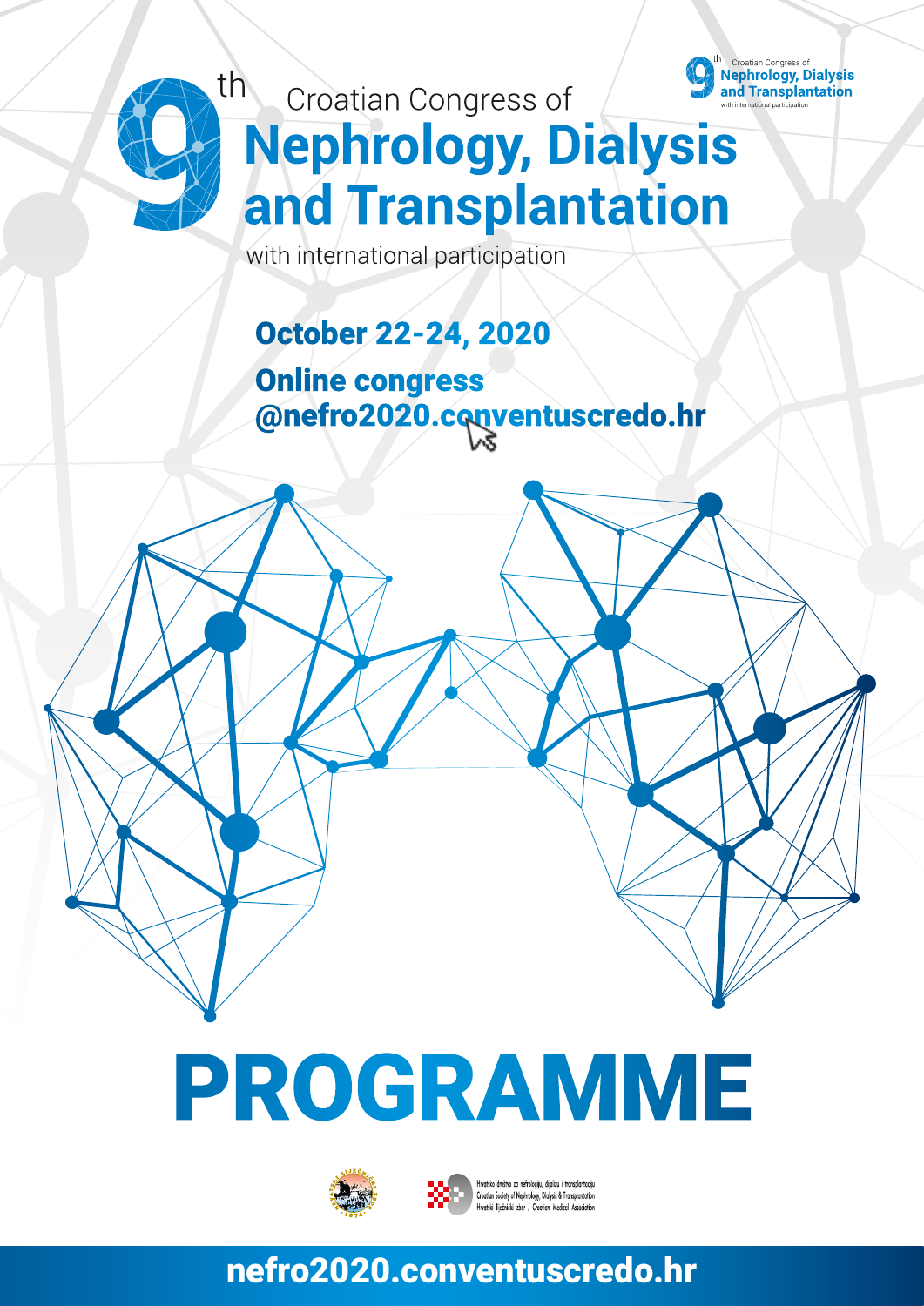# 9th Croatian Congress of Nephrology, Dialysis and Transplantation

with international participation

**October 22-24, 2020**

**Online congress**
**@nefro2020.conventuscredo.hr**

# PROGRAMME

Hrvatsko društvo za nefrologiju, dijalizu i transplantaciju
Croatian Society of Nephrology, Dialysis & Transplantation
Hrvatski liječnički zbor / Croatian Medical Association

**nefro2020.conventuscredo.hr**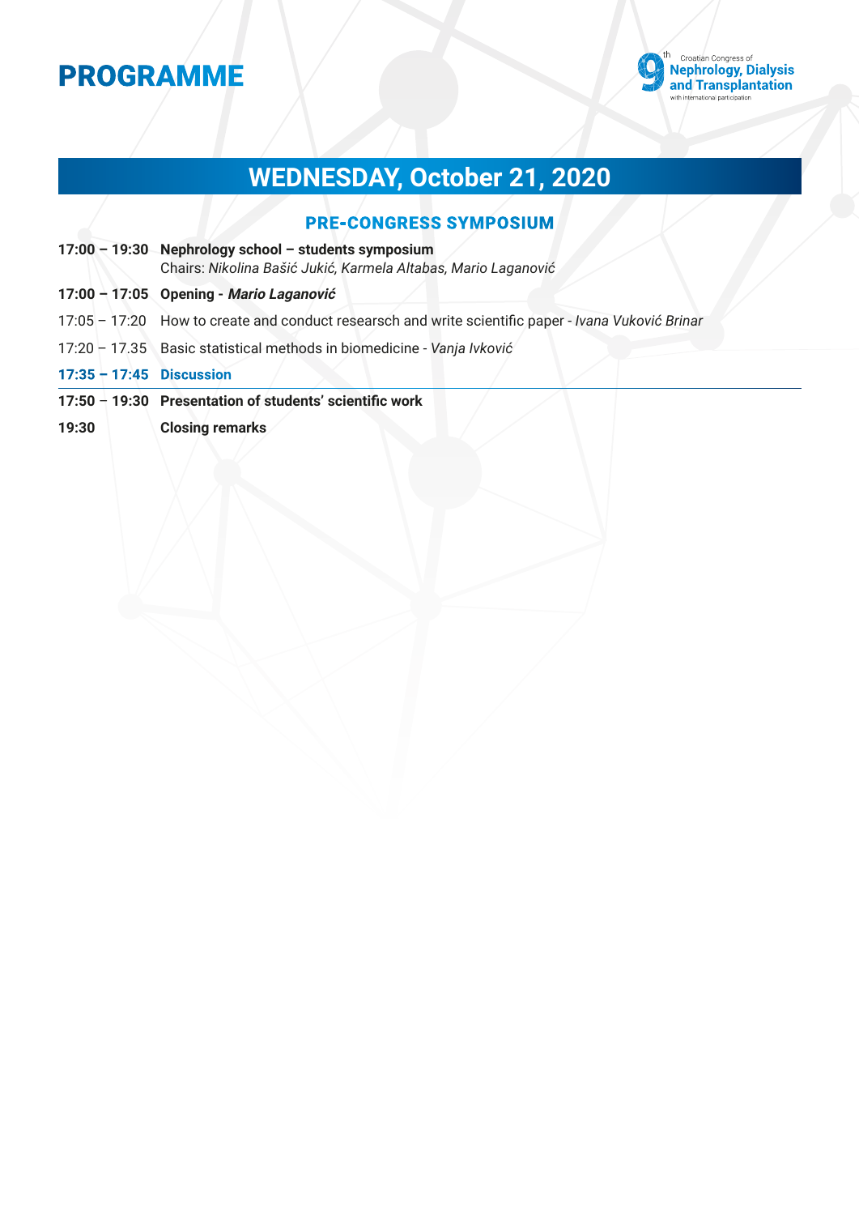# PROGRAMME

## WEDNESDAY, October 21, 2020

### PRE-CONGRESS SYMPOSIUM

**17:00 – 19:30** **Nephrology school – students symposium**
Chairs: *Nikolina Bašić Jukić, Karmela Altabas, Mario Laganović*

**17:00 – 17:05** **Opening - *Mario Laganović***

17:05 – 17:20 How to create and conduct researsch and write scientific paper - *Ivana Vuković Brinar*

17:20 – 17.35 Basic statistical methods in biomedicine - *Vanja Ivković*

**17:35 – 17:45** **Discussion**

---

**17:50 – 19:30** **Presentation of students' scientific work**

**19:30** **Closing remarks**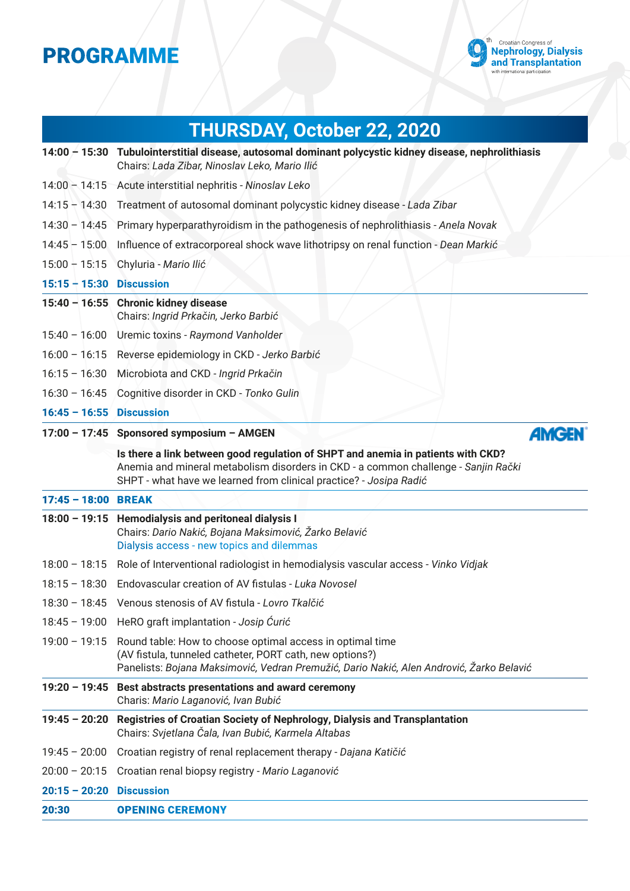# PROGRAMME

## THURSDAY, October 22, 2020

**14:00 – 15:30 Tubulointerstitial disease, autosomal dominant polycystic kidney disease, nephrolithiasis**
Chairs: *Lada Zibar, Ninoslav Leko, Mario Ilić*

14:00 – 14:15 Acute interstitial nephritis - *Ninoslav Leko*

14:15 – 14:30 Treatment of autosomal dominant polycystic kidney disease - *Lada Zibar*

14:30 – 14:45 Primary hyperparathyroidism in the pathogenesis of nephrolithiasis - *Anela Novak*

14:45 – 15:00 Influence of extracorporeal shock wave lithotripsy on renal function - *Dean Markić*

15:00 – 15:15 Chyluria - *Mario Ilić*

**15:15 – 15:30 Discussion**

---

**15:40 – 16:55 Chronic kidney disease**
Chairs: *Ingrid Prkačin, Jerko Barbić*

15:40 – 16:00 Uremic toxins - *Raymond Vanholder*

16:00 – 16:15 Reverse epidemiology in CKD - *Jerko Barbić*

16:15 – 16:30 Microbiota and CKD - *Ingrid Prkačin*

16:30 – 16:45 Cognitive disorder in CKD - *Tonko Gulin*

**16:45 – 16:55 Discussion**

---

**17:00 – 17:45 Sponsored symposium – AMGEN**

**Is there a link between good regulation of SHPT and anemia in patients with CKD?**
Anemia and mineral metabolism disorders in CKD - a common challenge - *Sanjin Rački*
SHPT - what have we learned from clinical practice? - *Josipa Radić*

---

**17:45 – 18:00 BREAK**

---

**18:00 – 19:15 Hemodialysis and peritoneal dialysis I**
Chairs: *Dario Nakić, Bojana Maksimović, Žarko Belavić*
Dialysis access - new topics and dilemmas

18:00 – 18:15 Role of Interventional radiologist in hemodialysis vascular access - *Vinko Vidjak*

18:15 – 18:30 Endovascular creation of AV fistulas - *Luka Novosel*

18:30 – 18:45 Venous stenosis of AV fistula - *Lovro Tkalčić*

18:45 – 19:00 HeRO graft implantation - *Josip Ćurić*

19:00 – 19:15 Round table: How to choose optimal access in optimal time (AV fistula, tunneled catheter, PORT cath, new options?)
Panelists: *Bojana Maksimović, Vedran Premužić, Dario Nakić, Alen Andrović, Žarko Belavić*

---

**19:20 – 19:45 Best abstracts presentations and award ceremony**
Charis: *Mario Laganović, Ivan Bubić*

---

**19:45 – 20:20 Registries of Croatian Society of Nephrology, Dialysis and Transplantation**
Chairs: *Svjetlana Čala, Ivan Bubić, Karmela Altabas*

19:45 – 20:00 Croatian registry of renal replacement therapy - *Dajana Katičić*

20:00 – 20:15 Croatian renal biopsy registry - *Mario Laganović*

**20:15 – 20:20 Discussion**

---

**20:30 OPENING CEREMONY**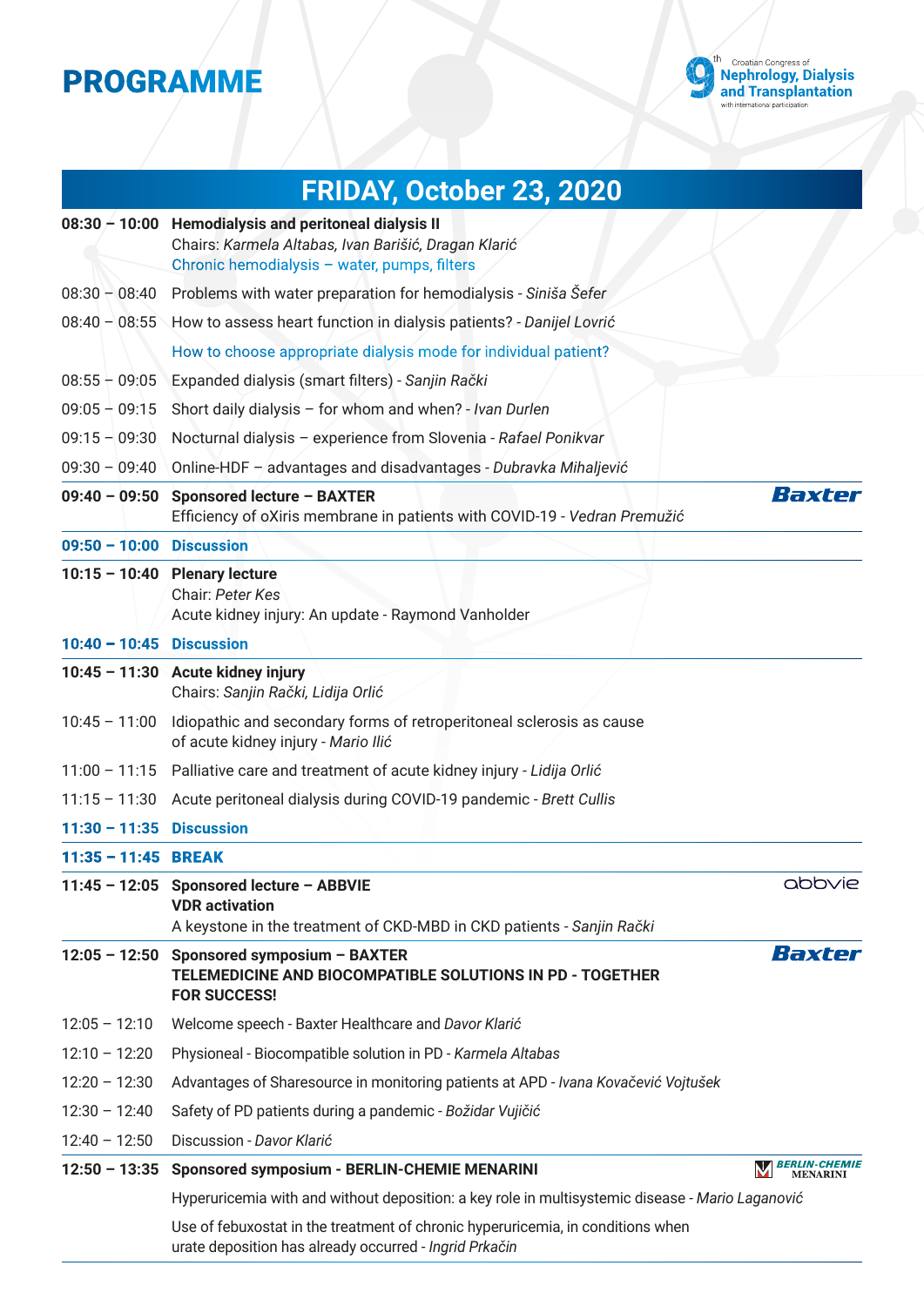# PROGRAMME

## FRIDAY, October 23, 2020

| | |
|---|---|
| **08:30 – 10:00** | **Hemodialysis and peritoneal dialysis II**<br>Chairs: *Karmela Altabas, Ivan Barišić, Dragan Klarić*<br>Chronic hemodialysis – water, pumps, filters |
| 08:30 – 08:40 | Problems with water preparation for hemodialysis - *Siniša Šefer* |
| 08:40 – 08:55 | How to assess heart function in dialysis patients? - *Danijel Lovrić* |
| | How to choose appropriate dialysis mode for individual patient? |
| 08:55 – 09:05 | Expanded dialysis (smart filters) - *Sanjin Rački* |
| 09:05 – 09:15 | Short daily dialysis – for whom and when? - *Ivan Durlen* |
| 09:15 – 09:30 | Nocturnal dialysis – experience from Slovenia - *Rafael Ponikvar* |
| 09:30 – 09:40 | Online-HDF – advantages and disadvantages - *Dubravka Mihaljević* |
| **09:40 – 09:50** | **Sponsored lecture – BAXTER**<br>Efficiency of oXiris membrane in patients with COVID-19 - *Vedran Premužić* |
| **09:50 – 10:00** | **Discussion** |
| **10:15 – 10:40** | **Plenary lecture**<br>Chair: *Peter Kes*<br>Acute kidney injury: An update - Raymond Vanholder |
| **10:40 – 10:45** | **Discussion** |
| **10:45 – 11:30** | **Acute kidney injury**<br>Chairs: *Sanjin Rački, Lidija Orlić* |
| 10:45 – 11:00 | Idiopathic and secondary forms of retroperitoneal sclerosis as cause of acute kidney injury - *Mario Ilić* |
| 11:00 – 11:15 | Palliative care and treatment of acute kidney injury - *Lidija Orlić* |
| 11:15 – 11:30 | Acute peritoneal dialysis during COVID-19 pandemic - *Brett Cullis* |
| **11:30 – 11:35** | **Discussion** |
| **11:35 – 11:45** | **BREAK** |
| **11:45 – 12:05** | **Sponsored lecture – ABBVIE**<br>**VDR activation**<br>A keystone in the treatment of CKD-MBD in CKD patients - *Sanjin Rački* |
| **12:05 – 12:50** | **Sponsored symposium – BAXTER**<br>**TELEMEDICINE AND BIOCOMPATIBLE SOLUTIONS IN PD - TOGETHER FOR SUCCESS!** |
| 12:05 – 12:10 | Welcome speech - Baxter Healthcare and *Davor Klarić* |
| 12:10 – 12:20 | Physioneal - Biocompatible solution in PD - *Karmela Altabas* |
| 12:20 – 12:30 | Advantages of Sharesource in monitoring patients at APD - *Ivana Kovačević Vojtušek* |
| 12:30 – 12:40 | Safety of PD patients during a pandemic - *Božidar Vujičić* |
| 12:40 – 12:50 | Discussion - *Davor Klarić* |
| **12:50 – 13:35** | **Sponsored symposium - BERLIN-CHEMIE MENARINI** |
| | Hyperuricemia with and without deposition: a key role in multisystemic disease - *Mario Laganović* |
| | Use of febuxostat in the treatment of chronic hyperuricemia, in conditions when urate deposition has already occurred - *Ingrid Prkačin* |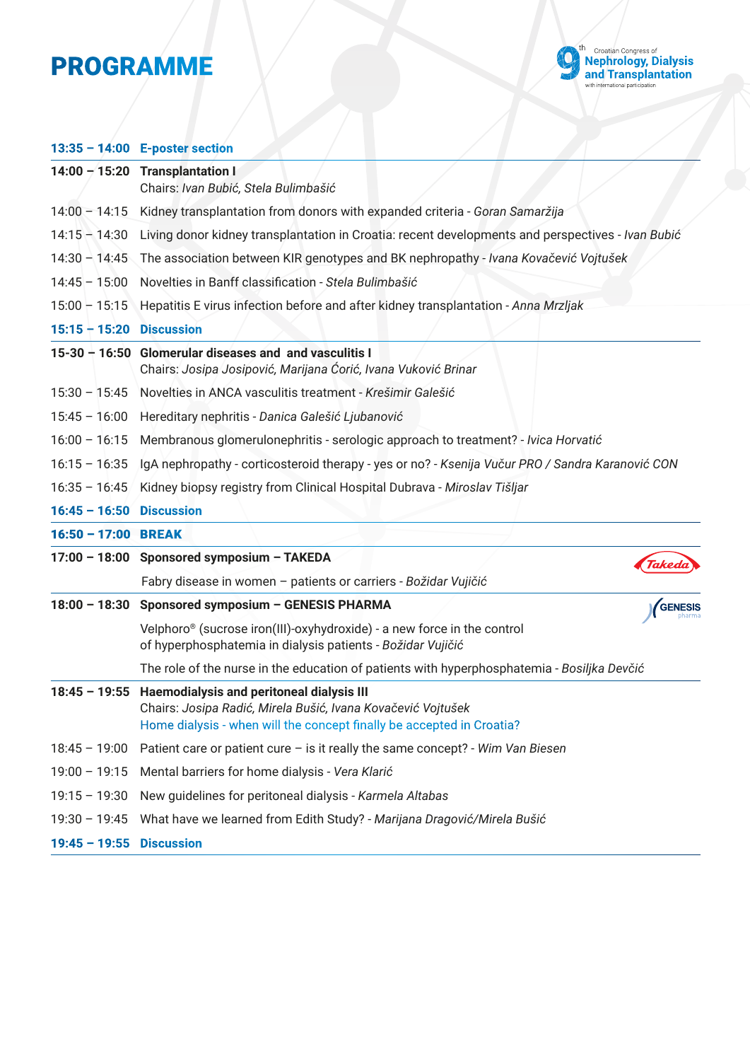# PROGRAMME

**13:35 – 14:00 E-poster section**

**14:00 – 15:20 Transplantation I**
Chairs: *Ivan Bubić, Stela Bulimbašić*

14:00 – 14:15 Kidney transplantation from donors with expanded criteria - *Goran Samaržija*

14:15 – 14:30 Living donor kidney transplantation in Croatia: recent developments and perspectives - *Ivan Bubić*

14:30 – 14:45 The association between KIR genotypes and BK nephropathy - *Ivana Kovačević Vojtušek*

14:45 – 15:00 Novelties in Banff classification - *Stela Bulimbašić*

15:00 – 15:15 Hepatitis E virus infection before and after kidney transplantation - *Anna Mrzljak*

**15:15 – 15:20 Discussion**

**15-30 – 16:50 Glomerular diseases and and vasculitis I**
Chairs: *Josipa Josipović, Marijana Ćorić, Ivana Vuković Brinar*

15:30 – 15:45 Novelties in ANCA vasculitis treatment - *Krešimir Galešić*

15:45 – 16:00 Hereditary nephritis - *Danica Galešić Ljubanović*

16:00 – 16:15 Membranous glomerulonephritis - serologic approach to treatment? - *Ivica Horvatić*

16:15 – 16:35 IgA nephropathy - corticosteroid therapy - yes or no? - *Ksenija Vučur PRO / Sandra Karanović CON*

16:35 – 16:45 Kidney biopsy registry from Clinical Hospital Dubrava - *Miroslav Tišljar*

**16:45 – 16:50 Discussion**

**16:50 – 17:00 BREAK**

**17:00 – 18:00 Sponsored symposium – TAKEDA**

Fabry disease in women – patients or carriers - *Božidar Vujičić*

**18:00 – 18:30 Sponsored symposium – GENESIS PHARMA**

Velphoro® (sucrose iron(III)-oxyhydroxide) - a new force in the control of hyperphosphatemia in dialysis patients - *Božidar Vujičić*

The role of the nurse in the education of patients with hyperphosphatemia - *Bosiljka Devčić*

**18:45 – 19:55 Haemodialysis and peritoneal dialysis III**
Chairs: *Josipa Radić, Mirela Bušić, Ivana Kovačević Vojtušek*
Home dialysis - when will the concept finally be accepted in Croatia?

18:45 – 19:00 Patient care or patient cure – is it really the same concept? - *Wim Van Biesen*

19:00 – 19:15 Mental barriers for home dialysis - *Vera Klarić*

19:15 – 19:30 New guidelines for peritoneal dialysis - *Karmela Altabas*

19:30 – 19:45 What have we learned from Edith Study? - *Marijana Dragović/Mirela Bušić*

**19:45 – 19:55 Discussion**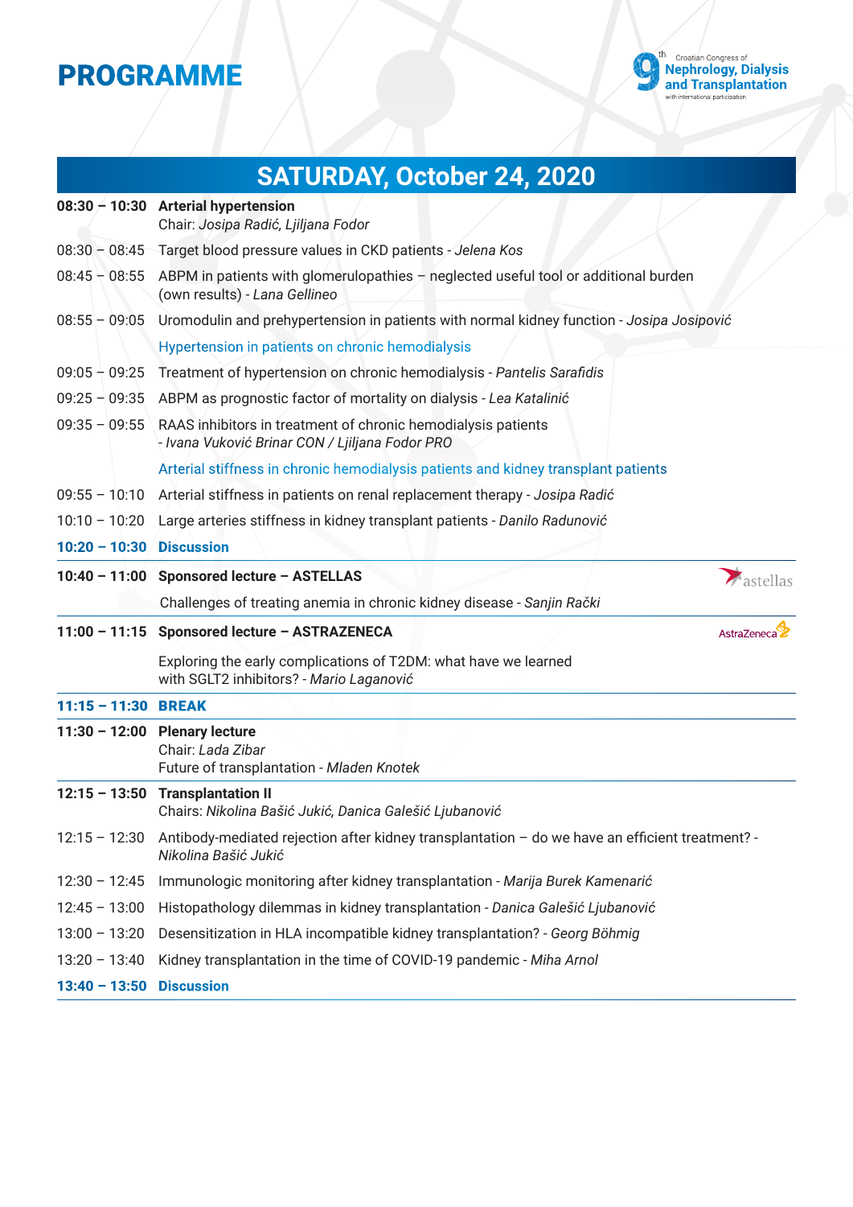# PROGRAMME

## SATURDAY, October 24, 2020

**08:30 – 10:30 Arterial hypertension**
Chair: *Josipa Radić, Ljiljana Fodor*

08:30 – 08:45 Target blood pressure values in CKD patients - *Jelena Kos*

08:45 – 08:55 ABPM in patients with glomerulopathies – neglected useful tool or additional burden (own results) - *Lana Gellineo*

08:55 – 09:05 Uromodulin and prehypertension in patients with normal kidney function - *Josipa Josipović*

Hypertension in patients on chronic hemodialysis

09:05 – 09:25 Treatment of hypertension on chronic hemodialysis - *Pantelis Sarafidis*

09:25 – 09:35 ABPM as prognostic factor of mortality on dialysis - *Lea Katalinić*

09:35 – 09:55 RAAS inhibitors in treatment of chronic hemodialysis patients - *Ivana Vuković Brinar CON / Ljiljana Fodor PRO*

Arterial stiffness in chronic hemodialysis patients and kidney transplant patients

09:55 – 10:10 Arterial stiffness in patients on renal replacement therapy - *Josipa Radić*

10:10 – 10:20 Large arteries stiffness in kidney transplant patients - *Danilo Radunović*

**10:20 – 10:30 Discussion**

---

**10:40 – 11:00 Sponsored lecture – ASTELLAS**

Challenges of treating anemia in chronic kidney disease - *Sanjin Rački*

---

**11:00 – 11:15 Sponsored lecture – ASTRAZENECA**

Exploring the early complications of T2DM: what have we learned with SGLT2 inhibitors? - *Mario Laganović*

---

**11:15 – 11:30 BREAK**

---

**11:30 – 12:00 Plenary lecture**
Chair: *Lada Zibar*
Future of transplantation - *Mladen Knotek*

---

**12:15 – 13:50 Transplantation II**
Chairs: *Nikolina Bašić Jukić, Danica Galešić Ljubanović*

12:15 – 12:30 Antibody-mediated rejection after kidney transplantation – do we have an efficient treatment? - *Nikolina Bašić Jukić*

12:30 – 12:45 Immunologic monitoring after kidney transplantation - *Marija Burek Kamenarić*

12:45 – 13:00 Histopathology dilemmas in kidney transplantation - *Danica Galešić Ljubanović*

13:00 – 13:20 Desensitization in HLA incompatible kidney transplantation? - *Georg Böhmig*

13:20 – 13:40 Kidney transplantation in the time of COVID-19 pandemic - *Miha Arnol*

**13:40 – 13:50 Discussion**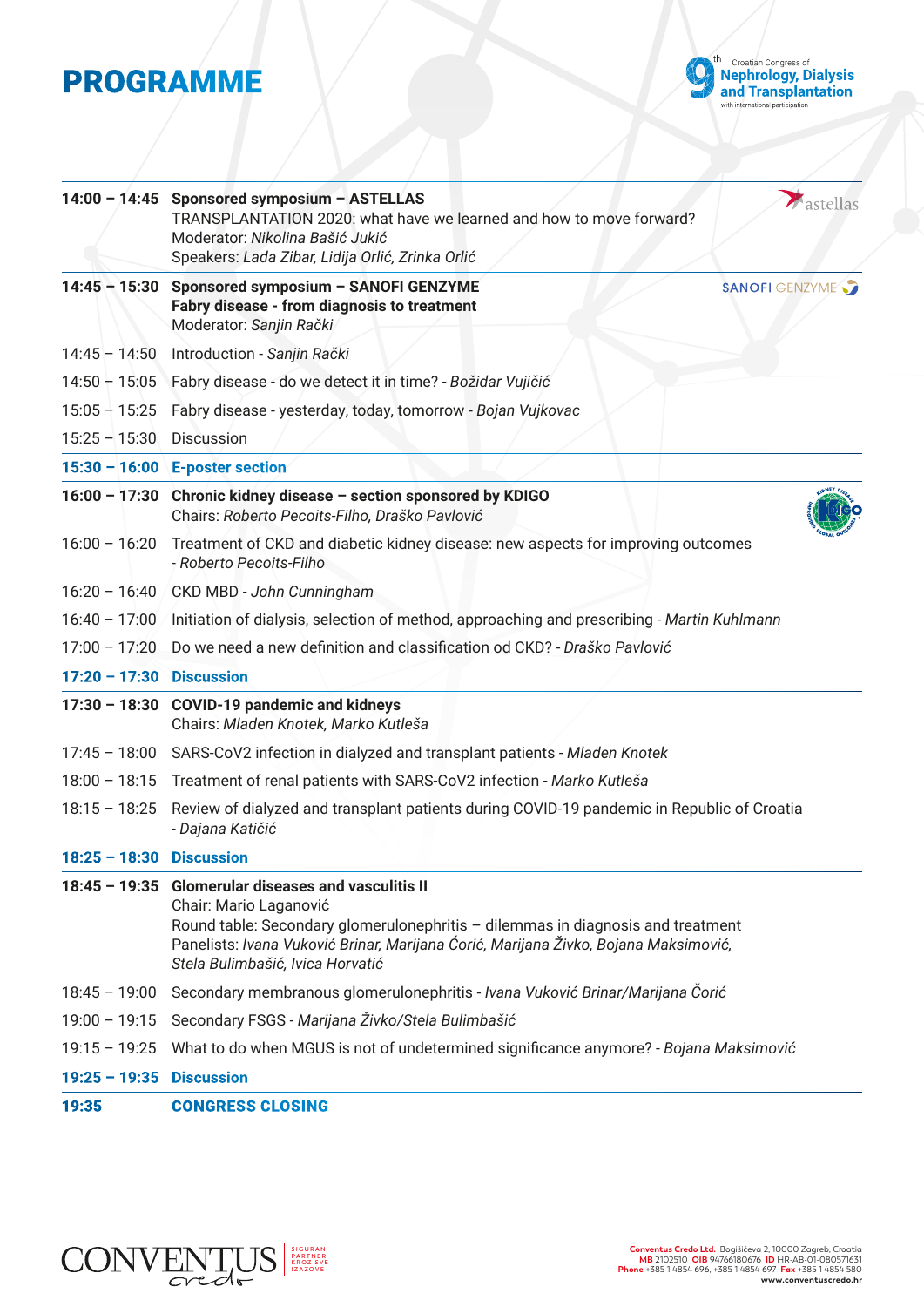# PROGRAMME

| | |
|---|---|
| **14:00 – 14:45** | **Sponsored symposium – ASTELLAS**<br>TRANSPLANTATION 2020: what have we learned and how to move forward?<br>Moderator: *Nikolina Bašić Jukić*<br>Speakers: *Lada Zibar, Lidija Orlić, Zrinka Orlić* |
| **14:45 – 15:30** | **Sponsored symposium – SANOFI GENZYME**<br>**Fabry disease - from diagnosis to treatment**<br>Moderator: *Sanjin Rački* |
| 14:45 – 14:50 | Introduction - *Sanjin Rački* |
| 14:50 – 15:05 | Fabry disease - do we detect it in time? - *Božidar Vujičić* |
| 15:05 – 15:25 | Fabry disease - yesterday, today, tomorrow - *Bojan Vujkovac* |
| 15:25 – 15:30 | Discussion |
| **15:30 – 16:00** | **E-poster section** |
| **16:00 – 17:30** | **Chronic kidney disease – section sponsored by KDIGO**<br>Chairs: *Roberto Pecoits-Filho, Draško Pavlović* |
| 16:00 – 16:20 | Treatment of CKD and diabetic kidney disease: new aspects for improving outcomes - *Roberto Pecoits-Filho* |
| 16:20 – 16:40 | CKD MBD - *John Cunningham* |
| 16:40 – 17:00 | Initiation of dialysis, selection of method, approaching and prescribing - *Martin Kuhlmann* |
| 17:00 – 17:20 | Do we need a new definition and classification od CKD? - *Draško Pavlović* |
| **17:20 – 17:30** | **Discussion** |
| **17:30 – 18:30** | **COVID-19 pandemic and kidneys**<br>Chairs: *Mladen Knotek, Marko Kutleša* |
| 17:45 – 18:00 | SARS-CoV2 infection in dialyzed and transplant patients - *Mladen Knotek* |
| 18:00 – 18:15 | Treatment of renal patients with SARS-CoV2 infection - *Marko Kutleša* |
| 18:15 – 18:25 | Review of dialyzed and transplant patients during COVID-19 pandemic in Republic of Croatia - *Dajana Katičić* |
| **18:25 – 18:30** | **Discussion** |
| **18:45 – 19:35** | **Glomerular diseases and vasculitis II**<br>Chair: Mario Laganović<br>Round table: Secondary glomerulonephritis – dilemmas in diagnosis and treatment<br>Panelists: *Ivana Vuković Brinar, Marijana Ćorić, Marijana Živko, Bojana Maksimović, Stela Bulimbašić, Ivica Horvatić* |
| 18:45 – 19:00 | Secondary membranous glomerulonephritis - *Ivana Vuković Brinar/Marijana Čorić* |
| 19:00 – 19:15 | Secondary FSGS - *Marijana Živko/Stela Bulimbašić* |
| 19:15 – 19:25 | What to do when MGUS is not of undetermined significance anymore? - *Bojana Maksimović* |
| **19:25 – 19:35** | **Discussion** |
| **19:35** | **CONGRESS CLOSING** |

**Conventus Credo Ltd.** Bogišićeva 2, 10000 Zagreb, Croatia
**MB** 2102510 **OIB** 94766180676 **ID** HR-AB-01-080571631
**Phone** +385 1 4854 696, +385 1 4854 697 **Fax** +385 1 4854 580
**www.conventuscredo.hr**